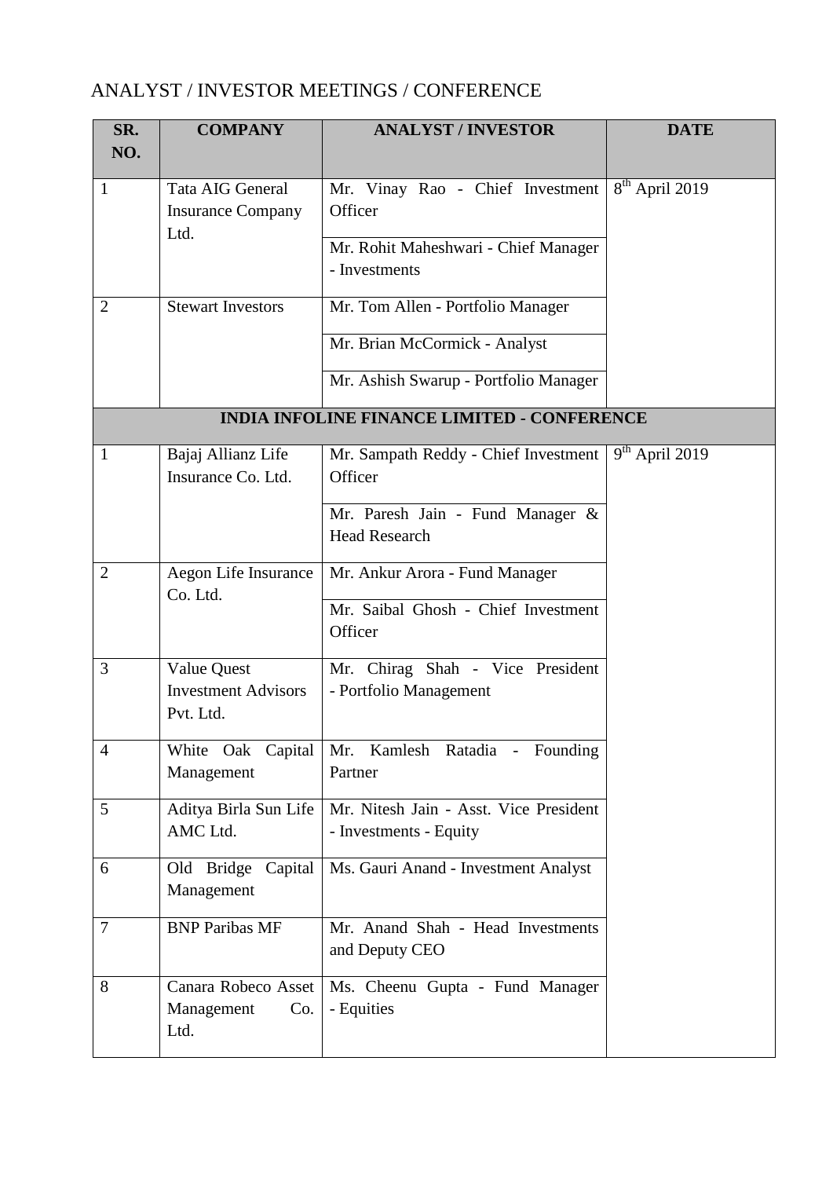# ANALYST / INVESTOR MEETINGS / CONFERENCE

| SR. NO. | COMPANY | ANALYST / INVESTOR | DATE |
|---|---|---|---|
| 1 | Tata AIG General Insurance Company Ltd. | Mr. Vinay Rao - Chief Investment Officer | 8th April 2019 |
| | | Mr. Rohit Maheshwari - Chief Manager - Investments | |
| 2 | Stewart Investors | Mr. Tom Allen - Portfolio Manager | |
| | | Mr. Brian McCormick - Analyst | |
| | | Mr. Ashish Swarup - Portfolio Manager | |
| **INDIA INFOLINE FINANCE LIMITED - CONFERENCE** | | | |
| 1 | Bajaj Allianz Life Insurance Co. Ltd. | Mr. Sampath Reddy - Chief Investment Officer | 9th April 2019 |
| | | Mr. Paresh Jain - Fund Manager & Head Research | |
| 2 | Aegon Life Insurance Co. Ltd. | Mr. Ankur Arora - Fund Manager | |
| | | Mr. Saibal Ghosh - Chief Investment Officer | |
| 3 | Value Quest Investment Advisors Pvt. Ltd. | Mr. Chirag Shah - Vice President - Portfolio Management | |
| 4 | White Oak Capital Management | Mr. Kamlesh Ratadia - Founding Partner | |
| 5 | Aditya Birla Sun Life AMC Ltd. | Mr. Nitesh Jain - Asst. Vice President - Investments - Equity | |
| 6 | Old Bridge Capital Management | Ms. Gauri Anand - Investment Analyst | |
| 7 | BNP Paribas MF | Mr. Anand Shah - Head Investments and Deputy CEO | |
| 8 | Canara Robeco Asset Management Co. Ltd. | Ms. Cheenu Gupta - Fund Manager - Equities | |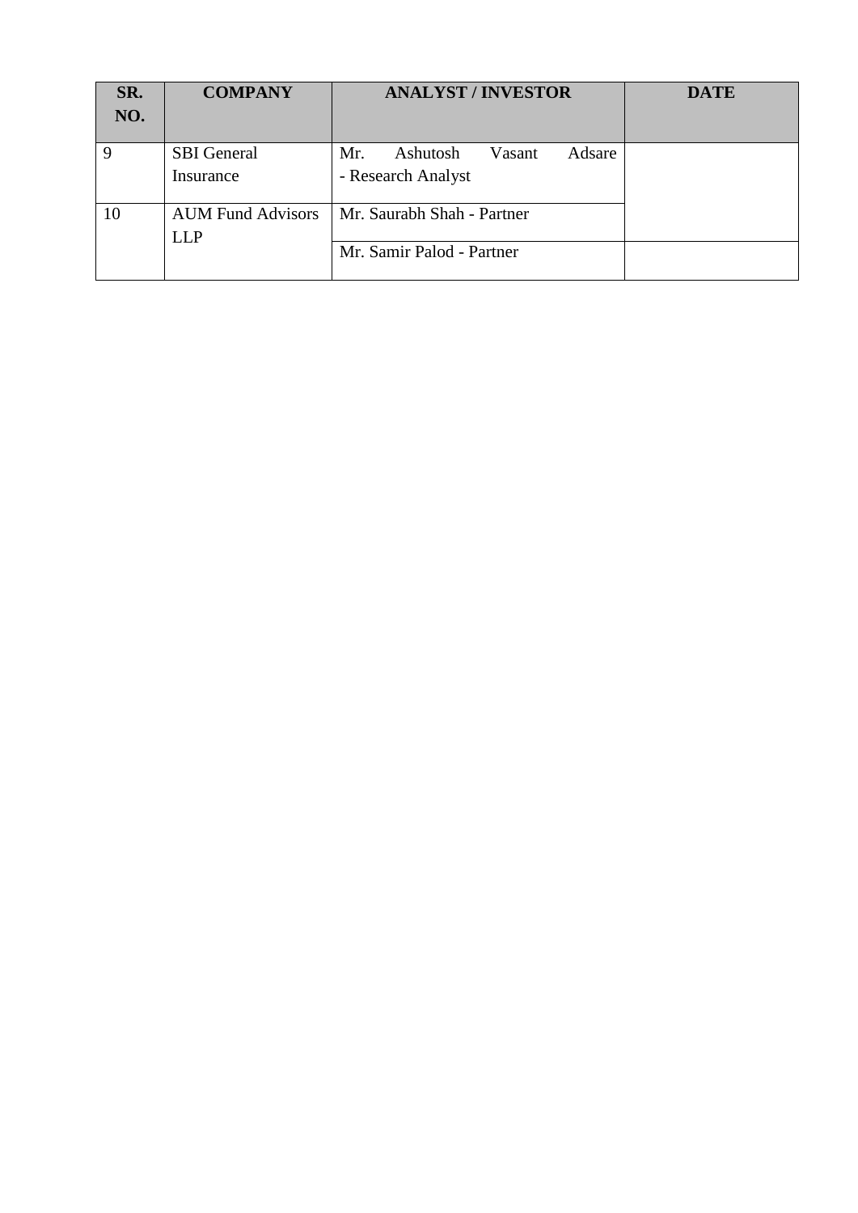| SR. NO. | COMPANY | ANALYST / INVESTOR | DATE |
| --- | --- | --- | --- |
| 9 | SBI General Insurance | Mr. Ashutosh Vasant Adsare - Research Analyst | |
| 10 | AUM Fund Advisors LLP | Mr. Saurabh Shah - Partner | |
| | | Mr. Samir Palod - Partner | |